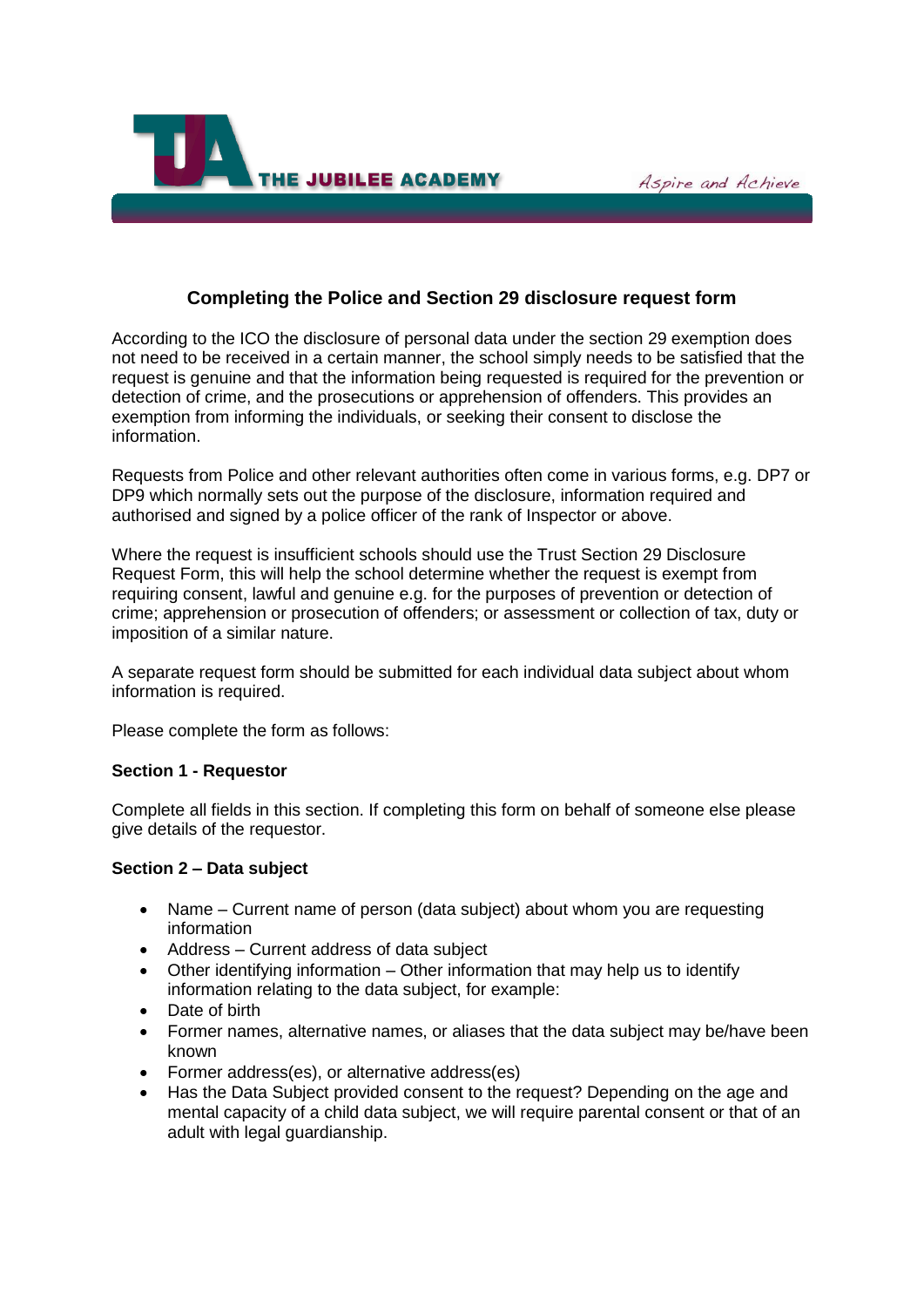THE JUBILEE ACADEMY

Aspire and Achieve

## Completing the Police and Section 29 disclosure request form

According to the ICO the disclosure of personal data under the section 29 exemption does not need to be received in a certain manner, the school simply needs to be satisfied that the request is genuine and that the information being requested is required for the prevention or detection of crime, and the prosecutions or apprehension of offenders. This provides an exemption from informing the individuals, or seeking their consent to disclose the information.

Requests from Police and other relevant authorities often come in various forms, e.g. DP7 or DP9 which normally sets out the purpose of the disclosure, information required and authorised and signed by a police officer of the rank of Inspector or above.

Where the request is insufficient schools should use the Trust Section 29 Disclosure Request Form, this will help the school determine whether the request is exempt from requiring consent, lawful and genuine e.g. for the purposes of prevention or detection of crime; apprehension or prosecution of offenders; or assessment or collection of tax, duty or imposition of a similar nature.

A separate request form should be submitted for each individual data subject about whom information is required.

Please complete the form as follows:

**Section 1 - Requestor**

Complete all fields in this section. If completing this form on behalf of someone else please give details of the requestor.

**Section 2 – Data subject**

- Name – Current name of person (data subject) about whom you are requesting information
- Address – Current address of data subject
- Other identifying information – Other information that may help us to identify information relating to the data subject, for example:
- Date of birth
- Former names, alternative names, or aliases that the data subject may be/have been known
- Former address(es), or alternative address(es)
- Has the Data Subject provided consent to the request? Depending on the age and mental capacity of a child data subject, we will require parental consent or that of an adult with legal guardianship.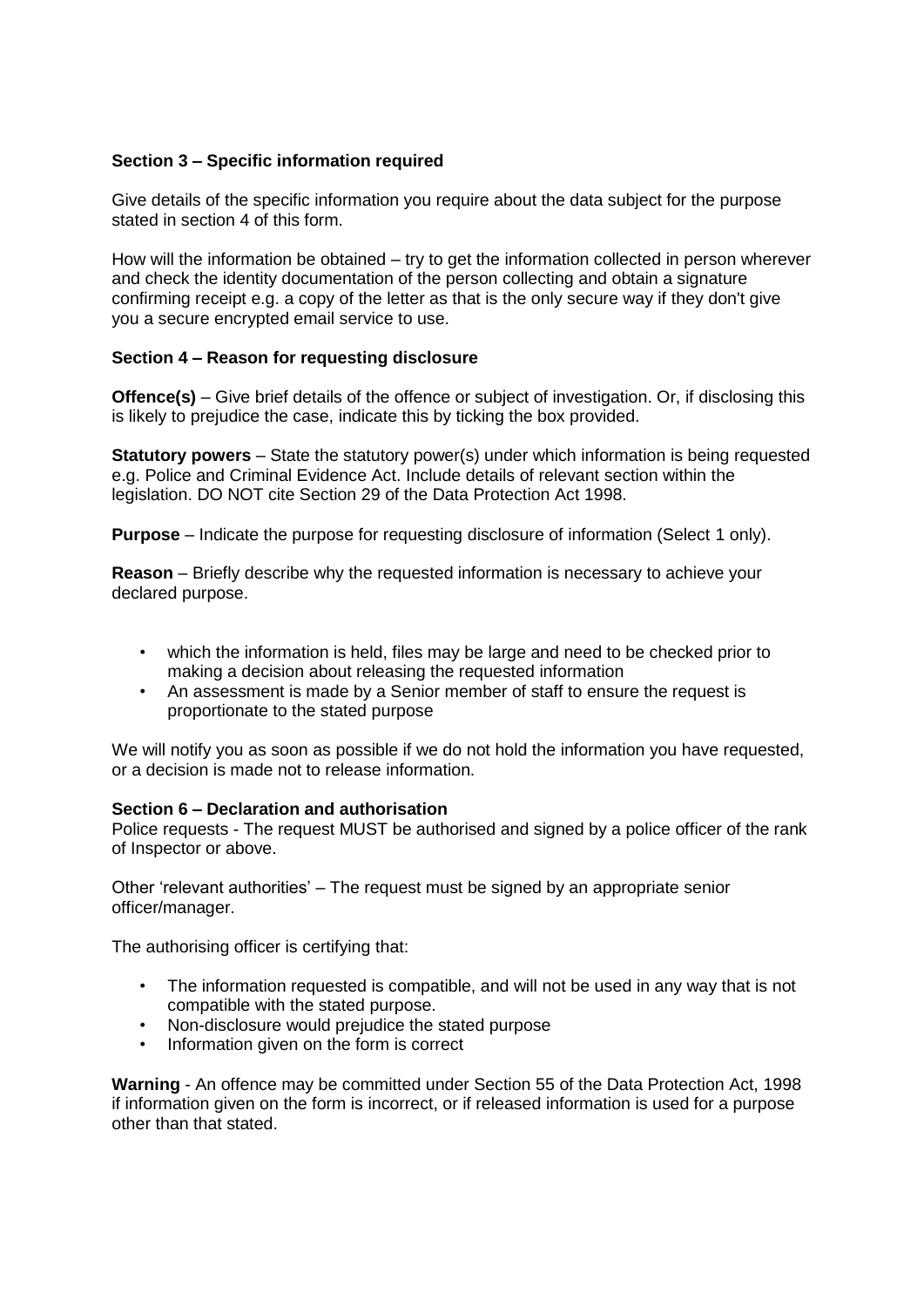**Section 3 – Specific information required**

Give details of the specific information you require about the data subject for the purpose stated in section 4 of this form.

How will the information be obtained – try to get the information collected in person wherever and check the identity documentation of the person collecting and obtain a signature confirming receipt e.g. a copy of the letter as that is the only secure way if they don't give you a secure encrypted email service to use.

**Section 4 – Reason for requesting disclosure**

**Offence(s)** – Give brief details of the offence or subject of investigation. Or, if disclosing this is likely to prejudice the case, indicate this by ticking the box provided.

**Statutory powers** – State the statutory power(s) under which information is being requested e.g. Police and Criminal Evidence Act. Include details of relevant section within the legislation. DO NOT cite Section 29 of the Data Protection Act 1998.

**Purpose** – Indicate the purpose for requesting disclosure of information (Select 1 only).

**Reason** – Briefly describe why the requested information is necessary to achieve your declared purpose.

- which the information is held, files may be large and need to be checked prior to making a decision about releasing the requested information
- An assessment is made by a Senior member of staff to ensure the request is proportionate to the stated purpose

We will notify you as soon as possible if we do not hold the information you have requested, or a decision is made not to release information.

**Section 6 – Declaration and authorisation**

Police requests - The request MUST be authorised and signed by a police officer of the rank of Inspector or above.

Other 'relevant authorities' – The request must be signed by an appropriate senior officer/manager.

The authorising officer is certifying that:

- The information requested is compatible, and will not be used in any way that is not compatible with the stated purpose.
- Non-disclosure would prejudice the stated purpose
- Information given on the form is correct

**Warning** - An offence may be committed under Section 55 of the Data Protection Act, 1998 if information given on the form is incorrect, or if released information is used for a purpose other than that stated.